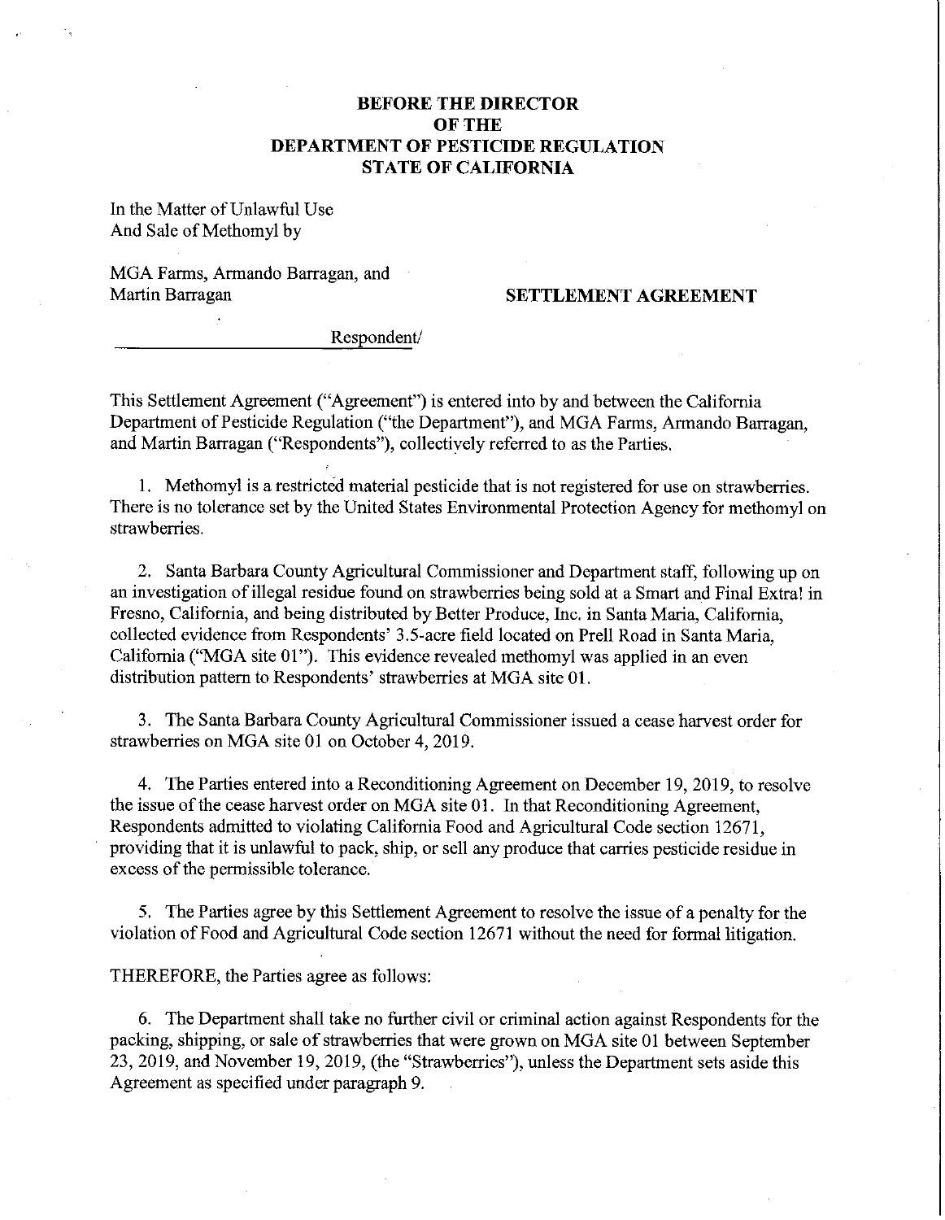**BEFORE THE DIRECTOR**
**OF THE**
**DEPARTMENT OF PESTICIDE REGULATION**
**STATE OF CALIFORNIA**

In the Matter of Unlawful Use
And Sale of Methomyl by

MGA Farms, Armando Barragan, and
Martin Barragan

Respondent/

**SETTLEMENT AGREEMENT**

This Settlement Agreement ("Agreement") is entered into by and between the California Department of Pesticide Regulation ("the Department"), and MGA Farms, Armando Barragan, and Martin Barragan ("Respondents"), collectively referred to as the Parties.

1. Methomyl is a restricted material pesticide that is not registered for use on strawberries. There is no tolerance set by the United States Environmental Protection Agency for methomyl on strawberries.

2. Santa Barbara County Agricultural Commissioner and Department staff, following up on an investigation of illegal residue found on strawberries being sold at a Smart and Final Extra! in Fresno, California, and being distributed by Better Produce, Inc. in Santa Maria, California, collected evidence from Respondents' 3.5-acre field located on Prell Road in Santa Maria, California ("MGA site 01"). This evidence revealed methomyl was applied in an even distribution pattern to Respondents' strawberries at MGA site 01.

3. The Santa Barbara County Agricultural Commissioner issued a cease harvest order for strawberries on MGA site 01 on October 4, 2019.

4. The Parties entered into a Reconditioning Agreement on December 19, 2019, to resolve the issue of the cease harvest order on MGA site 01. In that Reconditioning Agreement, Respondents admitted to violating California Food and Agricultural Code section 12671, providing that it is unlawful to pack, ship, or sell any produce that carries pesticide residue in excess of the permissible tolerance.

5. The Parties agree by this Settlement Agreement to resolve the issue of a penalty for the violation of Food and Agricultural Code section 12671 without the need for formal litigation.

THEREFORE, the Parties agree as follows:

6. The Department shall take no further civil or criminal action against Respondents for the packing, shipping, or sale of strawberries that were grown on MGA site 01 between September 23, 2019, and November 19, 2019, (the "Strawberries"), unless the Department sets aside this Agreement as specified under paragraph 9.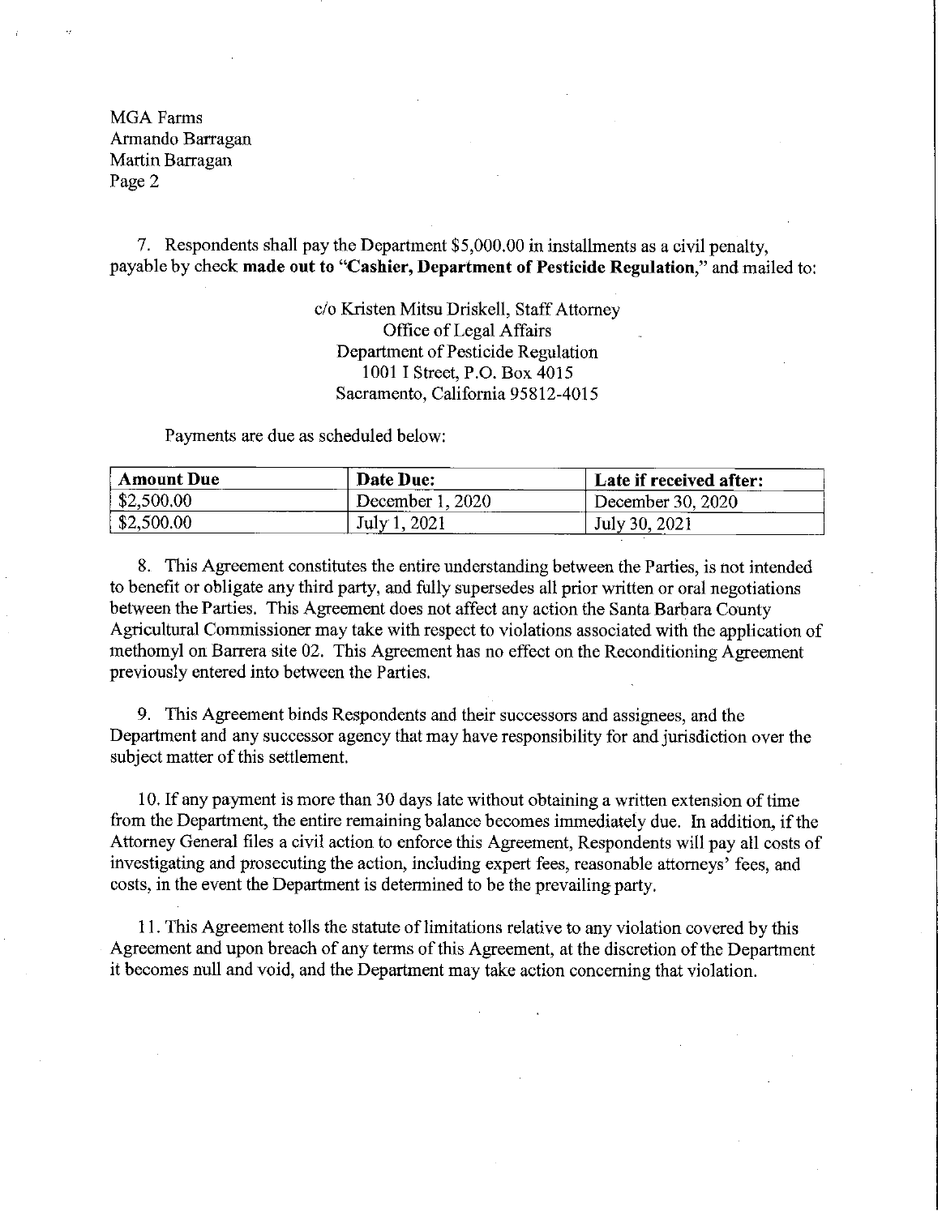MGA Farms
Armando Barragan
Martin Barragan
Page 2

7. Respondents shall pay the Department $5,000.00 in installments as a civil penalty, payable by check **made out to "Cashier, Department of Pesticide Regulation,"** and mailed to:

c/o Kristen Mitsu Driskell, Staff Attorney
Office of Legal Affairs
Department of Pesticide Regulation
1001 I Street, P.O. Box 4015
Sacramento, California 95812-4015

Payments are due as scheduled below:

| **Amount Due** | **Date Due:** | **Late if received after:** |
|---|---|---|
| $2,500.00 | December 1, 2020 | December 30, 2020 |
| $2,500.00 | July 1, 2021 | July 30, 2021 |

8. This Agreement constitutes the entire understanding between the Parties, is not intended to benefit or obligate any third party, and fully supersedes all prior written or oral negotiations between the Parties. This Agreement does not affect any action the Santa Barbara County Agricultural Commissioner may take with respect to violations associated with the application of methomyl on Barrera site 02. This Agreement has no effect on the Reconditioning Agreement previously entered into between the Parties.

9. This Agreement binds Respondents and their successors and assignees, and the Department and any successor agency that may have responsibility for and jurisdiction over the subject matter of this settlement.

10. If any payment is more than 30 days late without obtaining a written extension of time from the Department, the entire remaining balance becomes immediately due. In addition, if the Attorney General files a civil action to enforce this Agreement, Respondents will pay all costs of investigating and prosecuting the action, including expert fees, reasonable attorneys' fees, and costs, in the event the Department is determined to be the prevailing party.

11. This Agreement tolls the statute of limitations relative to any violation covered by this Agreement and upon breach of any terms of this Agreement, at the discretion of the Department it becomes null and void, and the Department may take action concerning that violation.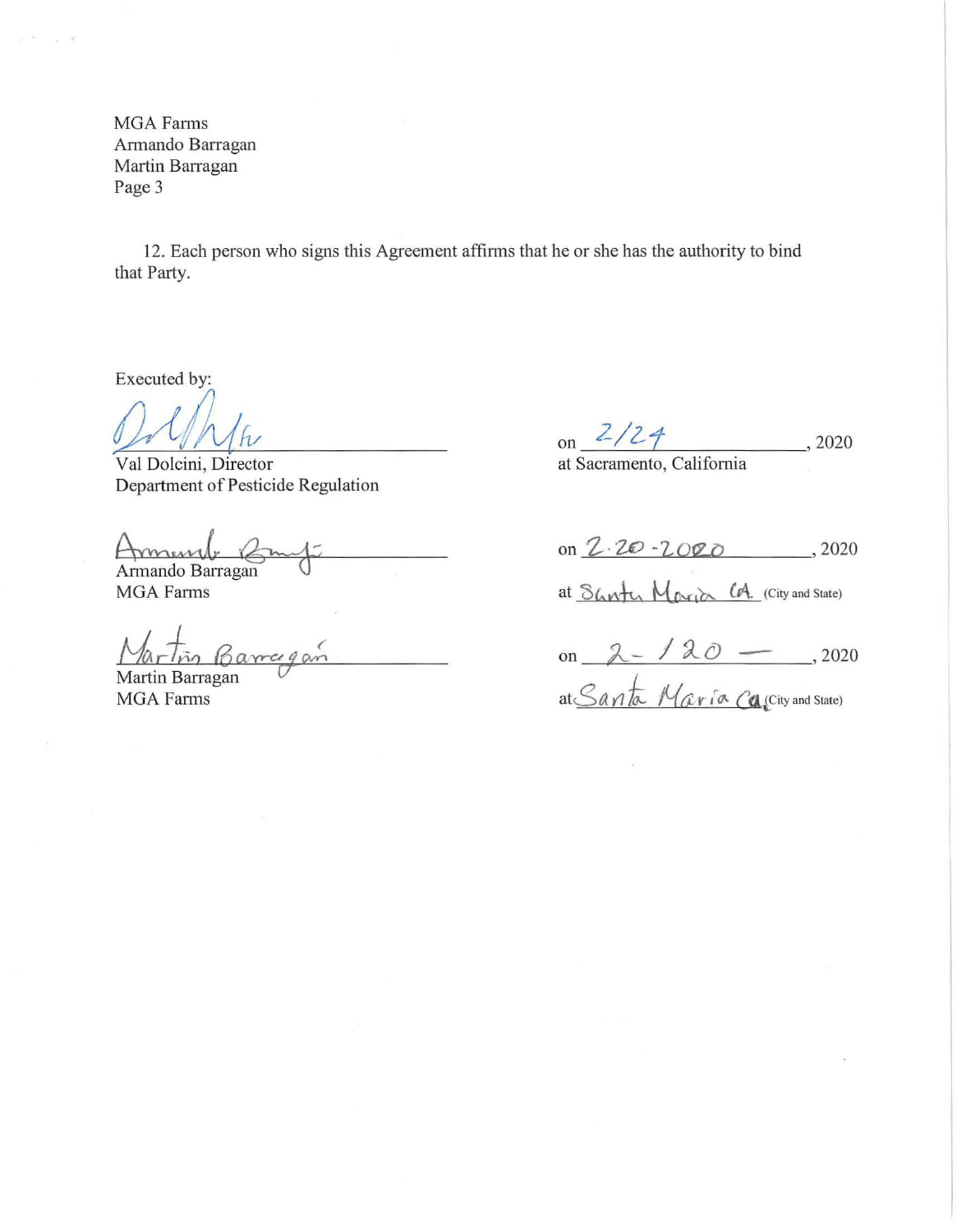MGA Farms
Armando Barragan
Martin Barragan
Page 3

12. Each person who signs this Agreement affirms that he or she has the authority to bind that Party.

Executed by:

Val Dolcini, Director
Department of Pesticide Regulation

on 2/24, 2020
at Sacramento, California

Armando Barragan
MGA Farms

on 2-20-2020, 2020
at Santa Maria CA (City and State)

Martin Barragan
MGA Farms

on 2-/20-, 2020
at Santa Maria Ca (City and State)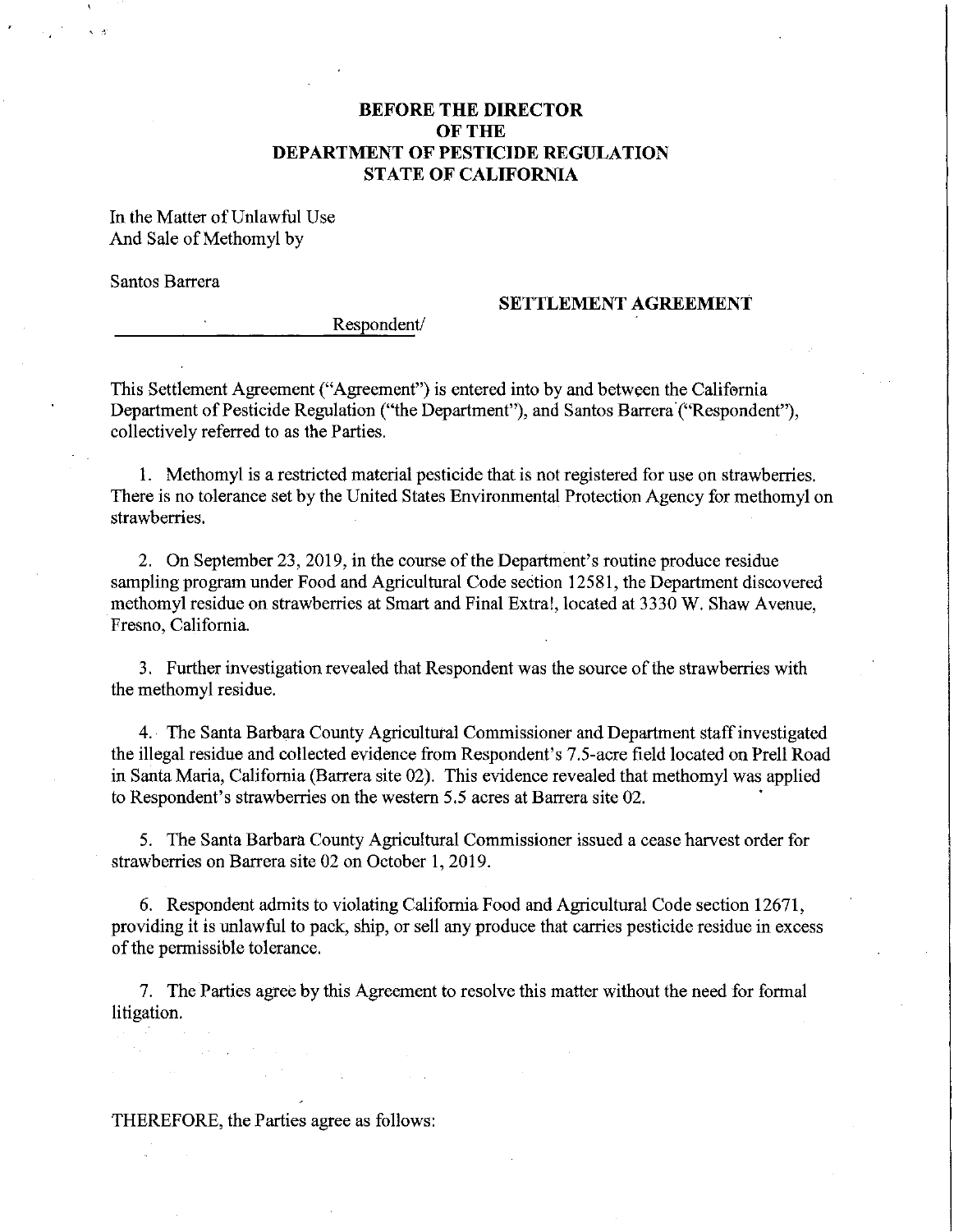**BEFORE THE DIRECTOR**
**OF THE**
**DEPARTMENT OF PESTICIDE REGULATION**
**STATE OF CALIFORNIA**

In the Matter of Unlawful Use
And Sale of Methomyl by

Santos Barrera

Respondent/

**SETTLEMENT AGREEMENT**

This Settlement Agreement ("Agreement") is entered into by and between the California Department of Pesticide Regulation ("the Department"), and Santos Barrera ("Respondent"), collectively referred to as the Parties.

1. Methomyl is a restricted material pesticide that is not registered for use on strawberries. There is no tolerance set by the United States Environmental Protection Agency for methomyl on strawberries.

2. On September 23, 2019, in the course of the Department's routine produce residue sampling program under Food and Agricultural Code section 12581, the Department discovered methomyl residue on strawberries at Smart and Final Extra!, located at 3330 W. Shaw Avenue, Fresno, California.

3. Further investigation revealed that Respondent was the source of the strawberries with the methomyl residue.

4. The Santa Barbara County Agricultural Commissioner and Department staff investigated the illegal residue and collected evidence from Respondent's 7.5-acre field located on Prell Road in Santa Maria, California (Barrera site 02). This evidence revealed that methomyl was applied to Respondent's strawberries on the western 5.5 acres at Barrera site 02.

5. The Santa Barbara County Agricultural Commissioner issued a cease harvest order for strawberries on Barrera site 02 on October 1, 2019.

6. Respondent admits to violating California Food and Agricultural Code section 12671, providing it is unlawful to pack, ship, or sell any produce that carries pesticide residue in excess of the permissible tolerance.

7. The Parties agree by this Agreement to resolve this matter without the need for formal litigation.

THEREFORE, the Parties agree as follows: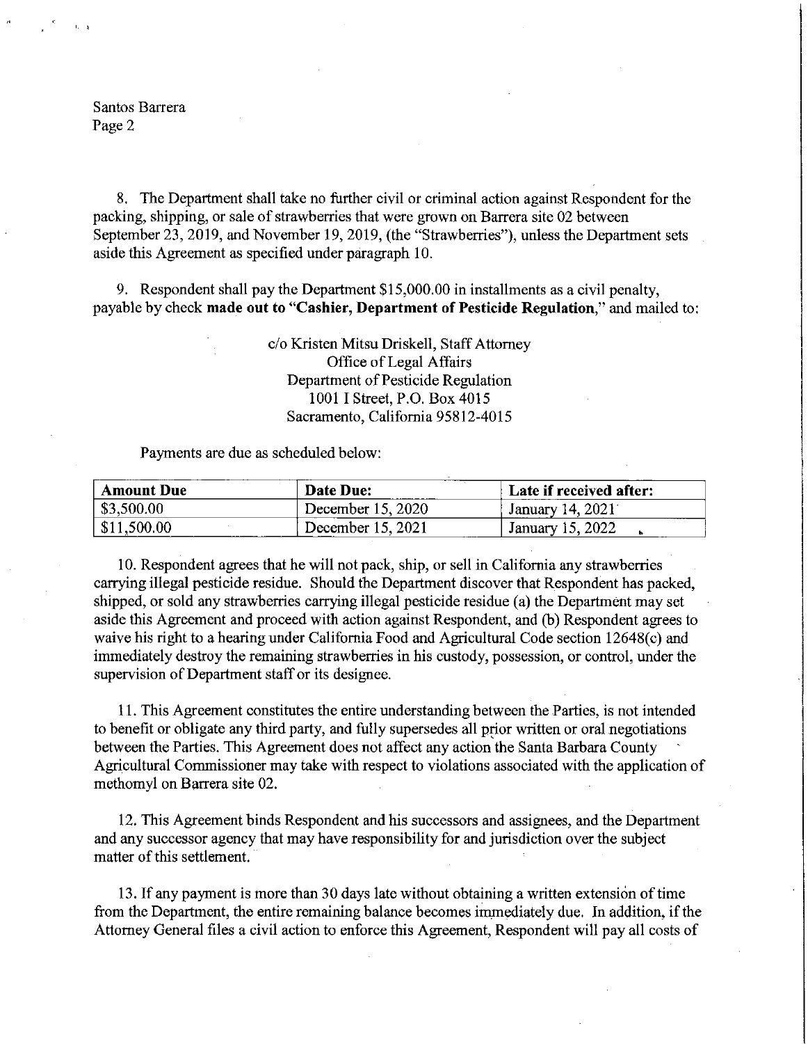8. The Department shall take no further civil or criminal action against Respondent for the packing, shipping, or sale of strawberries that were grown on Barrera site 02 between September 23, 2019, and November 19, 2019, (the "Strawberries"), unless the Department sets aside this Agreement as specified under paragraph 10.

9. Respondent shall pay the Department $15,000.00 in installments as a civil penalty, payable by check **made out to "Cashier, Department of Pesticide Regulation,"** and mailed to:

c/o Kristen Mitsu Driskell, Staff Attorney
Office of Legal Affairs
Department of Pesticide Regulation
1001 I Street, P.O. Box 4015
Sacramento, California 95812-4015

Payments are due as scheduled below:

| Amount Due | Date Due: | Late if received after: |
|---|---|---|
| $3,500.00 | December 15, 2020 | January 14, 2021 |
| $11,500.00 | December 15, 2021 | January 15, 2022 |

10. Respondent agrees that he will not pack, ship, or sell in California any strawberries carrying illegal pesticide residue. Should the Department discover that Respondent has packed, shipped, or sold any strawberries carrying illegal pesticide residue (a) the Department may set aside this Agreement and proceed with action against Respondent, and (b) Respondent agrees to waive his right to a hearing under California Food and Agricultural Code section 12648(c) and immediately destroy the remaining strawberries in his custody, possession, or control, under the supervision of Department staff or its designee.

11. This Agreement constitutes the entire understanding between the Parties, is not intended to benefit or obligate any third party, and fully supersedes all prior written or oral negotiations between the Parties. This Agreement does not affect any action the Santa Barbara County Agricultural Commissioner may take with respect to violations associated with the application of methomyl on Barrera site 02.

12. This Agreement binds Respondent and his successors and assignees, and the Department and any successor agency that may have responsibility for and jurisdiction over the subject matter of this settlement.

13. If any payment is more than 30 days late without obtaining a written extension of time from the Department, the entire remaining balance becomes immediately due. In addition, if the Attorney General files a civil action to enforce this Agreement, Respondent will pay all costs of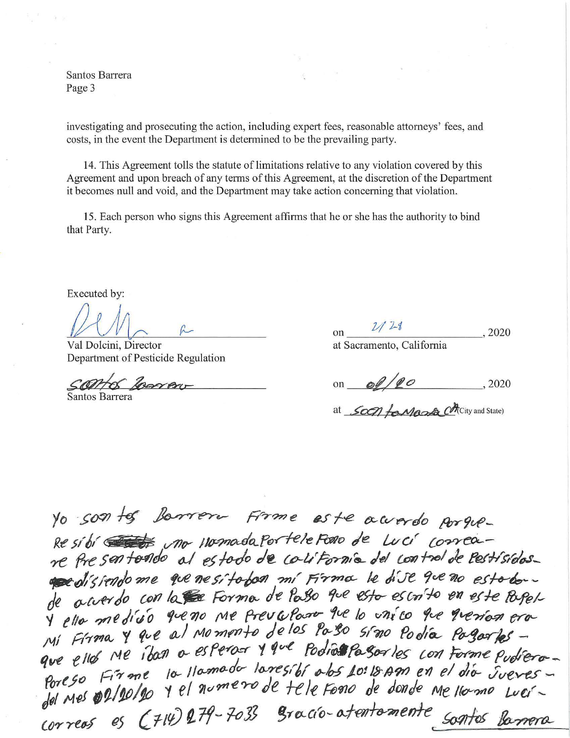investigating and prosecuting the action, including expert fees, reasonable attorneys' fees, and costs, in the event the Department is determined to be the prevailing party.

14. This Agreement tolls the statute of limitations relative to any violation covered by this Agreement and upon breach of any terms of this Agreement, at the discretion of the Department it becomes null and void, and the Department may take action concerning that violation.

15. Each person who signs this Agreement affirms that he or she has the authority to bind that Party.

Executed by:

[signature]
Val Dolcini, Director
Department of Pesticide Regulation

on 2/28, 2020
at Sacramento, California

[signature] Santos Barrera
Santos Barrera

on 02/20, 2020
at Santa Maria CA (City and State)

Yo santos Barrera Firme este acuerdo porque resibí una llamada por telefono de Luci correa representando al estado de california del control de pestisidas diciendome que nesitaban mi firma le dije que no estaba de acuerdo con la forma de pago que esta escrito en este papel y ella me dijo que no me preocupara que lo único que querían era mi firma y que al momento de los pago si no podía pagarles que ellos me iban a esperar y que podía pagarles conforme pudiera. Por eso Firme la llamada la resibí a las 10:18 Am en el día Jueves del mes 02/20/20 y el numero de telefono de donde me llamo Luci correos es (714) 279-7033 gracio-atentamente Santos Barrera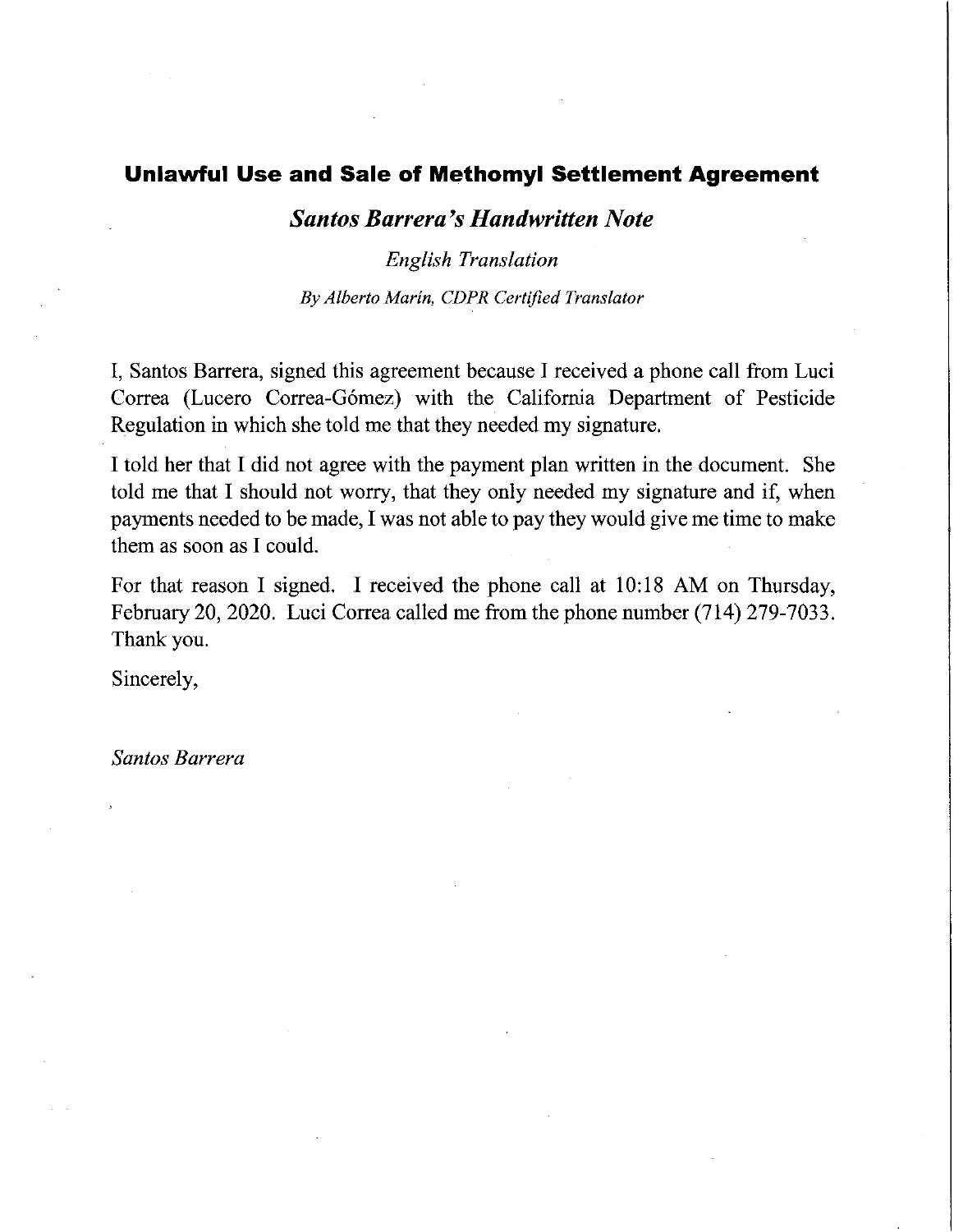## Unlawful Use and Sale of Methomyl Settlement Agreement

### *Santos Barrera's Handwritten Note*

*English Translation*

*By Alberto Marin, CDPR Certified Translator*

I, Santos Barrera, signed this agreement because I received a phone call from Luci Correa (Lucero Correa-Gómez) with the California Department of Pesticide Regulation in which she told me that they needed my signature.

I told her that I did not agree with the payment plan written in the document. She told me that I should not worry, that they only needed my signature and if, when payments needed to be made, I was not able to pay they would give me time to make them as soon as I could.

For that reason I signed. I received the phone call at 10:18 AM on Thursday, February 20, 2020. Luci Correa called me from the phone number (714) 279-7033. Thank you.

Sincerely,

*Santos Barrera*